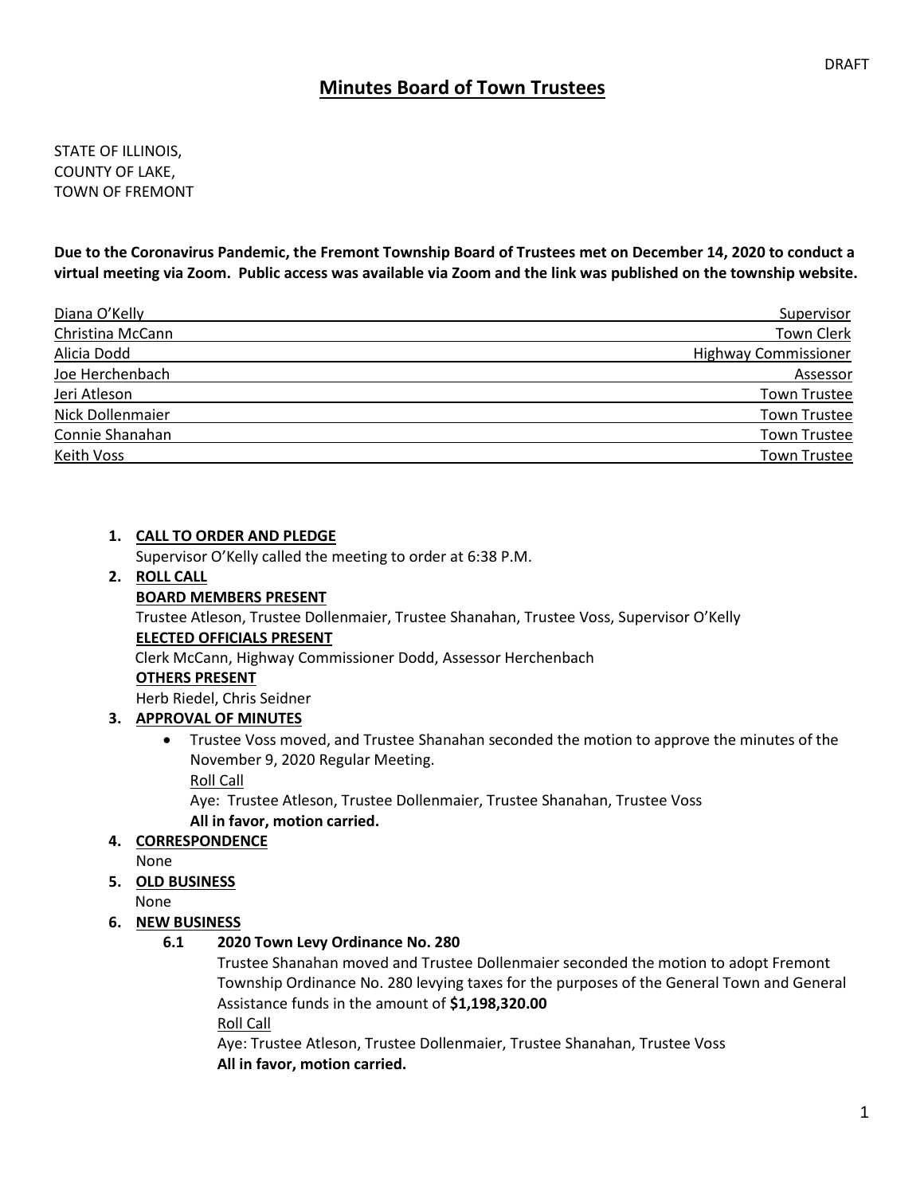DRAFT

# Minutes Board of Town Trustees

STATE OF ILLINOIS,
COUNTY OF LAKE,
TOWN OF FREMONT

**Due to the Coronavirus Pandemic, the Fremont Township Board of Trustees met on December 14, 2020 to conduct a virtual meeting via Zoom. Public access was available via Zoom and the link was published on the township website.**

| | |
|---|---|
| Diana O'Kelly | Supervisor |
| Christina McCann | Town Clerk |
| Alicia Dodd | Highway Commissioner |
| Joe Herchenbach | Assessor |
| Jeri Atleson | Town Trustee |
| Nick Dollenmaier | Town Trustee |
| Connie Shanahan | Town Trustee |
| Keith Voss | Town Trustee |

1. **CALL TO ORDER AND PLEDGE**
   Supervisor O'Kelly called the meeting to order at 6:38 P.M.
2. **ROLL CALL**
   **BOARD MEMBERS PRESENT**
   Trustee Atleson, Trustee Dollenmaier, Trustee Shanahan, Trustee Voss, Supervisor O'Kelly
   **ELECTED OFFICIALS PRESENT**
   Clerk McCann, Highway Commissioner Dodd, Assessor Herchenbach
   **OTHERS PRESENT**
   Herb Riedel, Chris Seidner
3. **APPROVAL OF MINUTES**
   - Trustee Voss moved, and Trustee Shanahan seconded the motion to approve the minutes of the November 9, 2020 Regular Meeting.
     Roll Call
     Aye: Trustee Atleson, Trustee Dollenmaier, Trustee Shanahan, Trustee Voss
     **All in favor, motion carried.**
4. **CORRESPONDENCE**
   None
5. **OLD BUSINESS**
   None
6. **NEW BUSINESS**
   **6.1 2020 Town Levy Ordinance No. 280**
   Trustee Shanahan moved and Trustee Dollenmaier seconded the motion to adopt Fremont Township Ordinance No. 280 levying taxes for the purposes of the General Town and General Assistance funds in the amount of **$1,198,320.00**
   Roll Call
   Aye: Trustee Atleson, Trustee Dollenmaier, Trustee Shanahan, Trustee Voss
   **All in favor, motion carried.**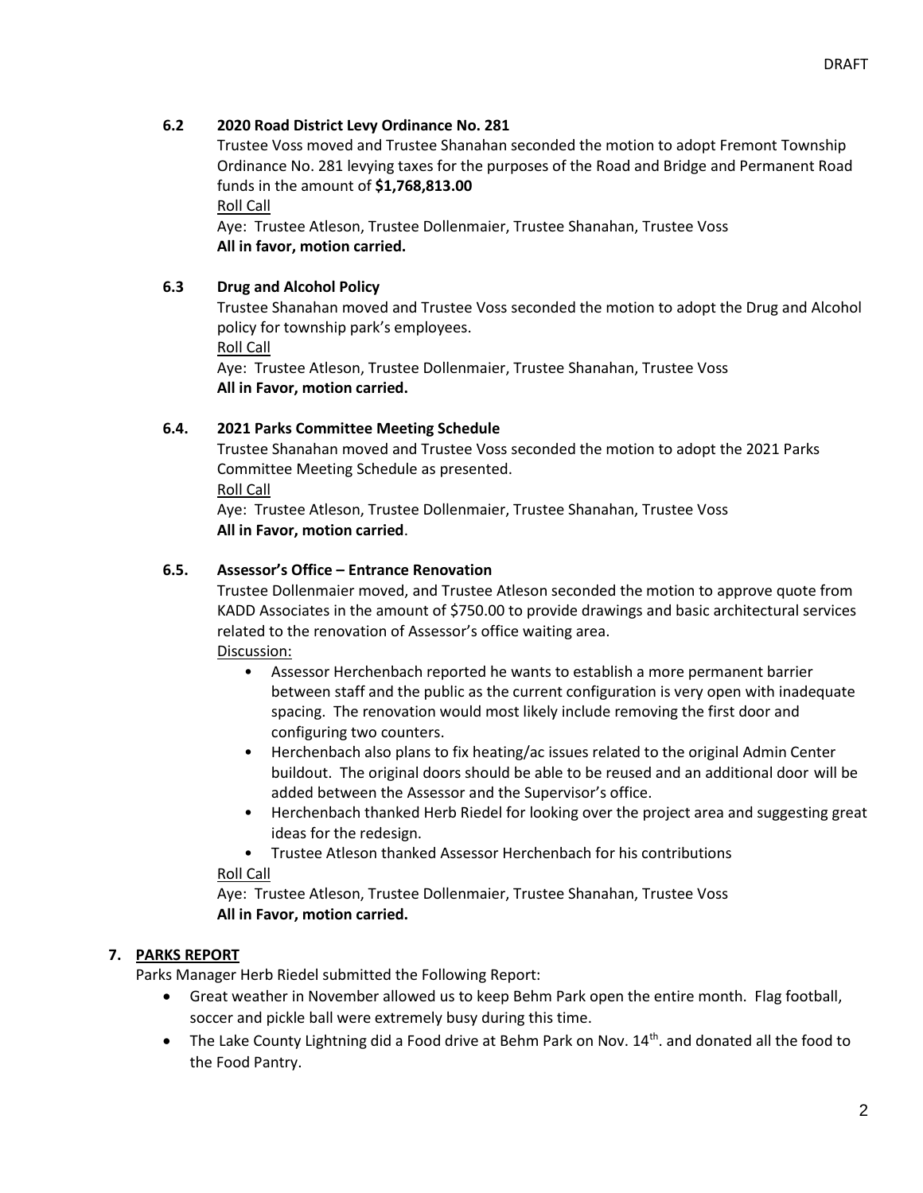### 6.2 2020 Road District Levy Ordinance No. 281

Trustee Voss moved and Trustee Shanahan seconded the motion to adopt Fremont Township Ordinance No. 281 levying taxes for the purposes of the Road and Bridge and Permanent Road funds in the amount of **$1,768,813.00**

Roll Call

Aye: Trustee Atleson, Trustee Dollenmaier, Trustee Shanahan, Trustee Voss

**All in favor, motion carried.**

### 6.3 Drug and Alcohol Policy

Trustee Shanahan moved and Trustee Voss seconded the motion to adopt the Drug and Alcohol policy for township park's employees.

Roll Call

Aye: Trustee Atleson, Trustee Dollenmaier, Trustee Shanahan, Trustee Voss

**All in Favor, motion carried.**

### 6.4. 2021 Parks Committee Meeting Schedule

Trustee Shanahan moved and Trustee Voss seconded the motion to adopt the 2021 Parks Committee Meeting Schedule as presented.

Roll Call

Aye: Trustee Atleson, Trustee Dollenmaier, Trustee Shanahan, Trustee Voss

**All in Favor, motion carried**.

### 6.5. Assessor's Office – Entrance Renovation

Trustee Dollenmaier moved, and Trustee Atleson seconded the motion to approve quote from KADD Associates in the amount of $750.00 to provide drawings and basic architectural services related to the renovation of Assessor's office waiting area.

Discussion:

- Assessor Herchenbach reported he wants to establish a more permanent barrier between staff and the public as the current configuration is very open with inadequate spacing. The renovation would most likely include removing the first door and configuring two counters.
- Herchenbach also plans to fix heating/ac issues related to the original Admin Center buildout. The original doors should be able to be reused and an additional door will be added between the Assessor and the Supervisor's office.
- Herchenbach thanked Herb Riedel for looking over the project area and suggesting great ideas for the redesign.
- Trustee Atleson thanked Assessor Herchenbach for his contributions

Roll Call

Aye: Trustee Atleson, Trustee Dollenmaier, Trustee Shanahan, Trustee Voss

**All in Favor, motion carried.**

## 7. PARKS REPORT

Parks Manager Herb Riedel submitted the Following Report:

- Great weather in November allowed us to keep Behm Park open the entire month. Flag football, soccer and pickle ball were extremely busy during this time.
- The Lake County Lightning did a Food drive at Behm Park on Nov. 14th. and donated all the food to the Food Pantry.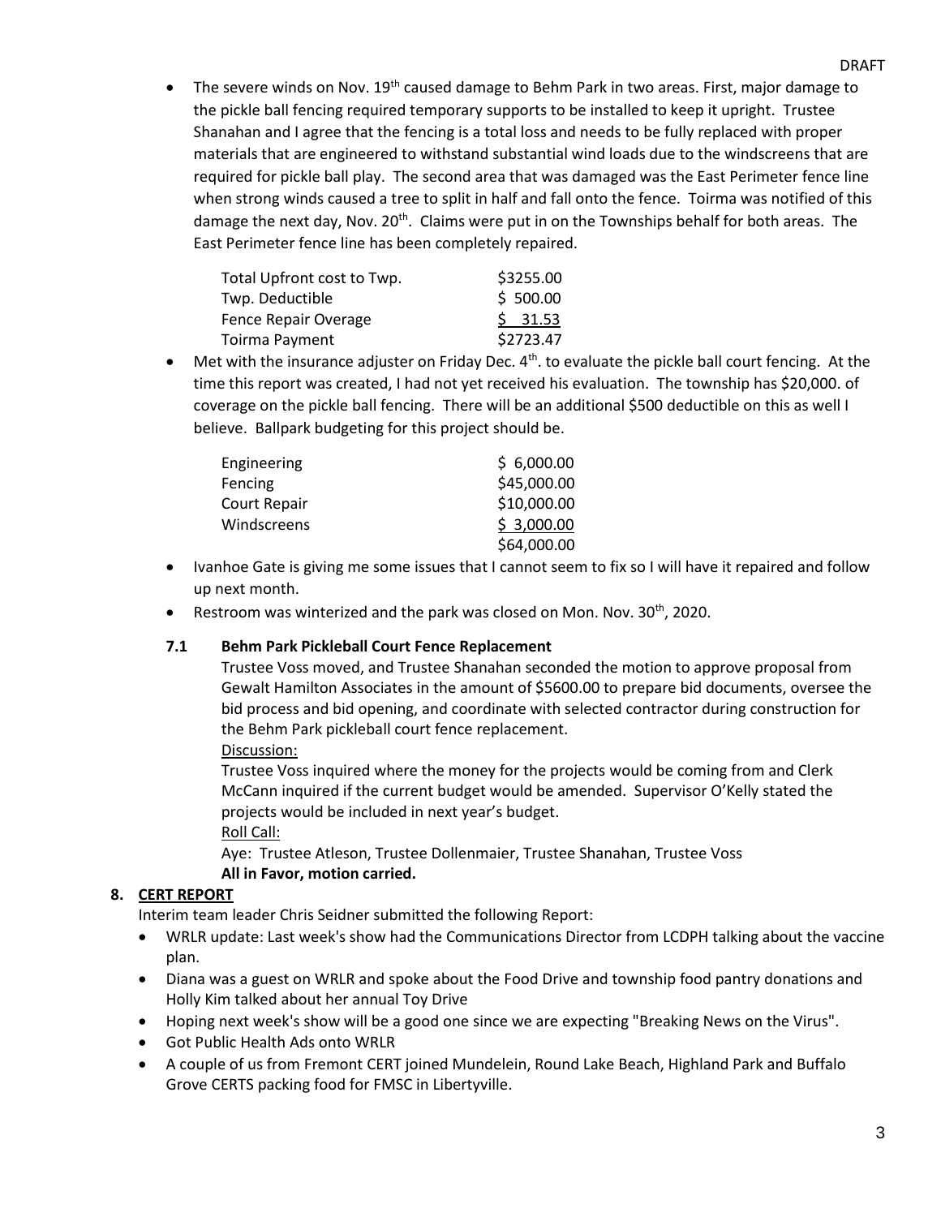DRAFT

- The severe winds on Nov. 19th caused damage to Behm Park in two areas. First, major damage to the pickle ball fencing required temporary supports to be installed to keep it upright. Trustee Shanahan and I agree that the fencing is a total loss and needs to be fully replaced with proper materials that are engineered to withstand substantial wind loads due to the windscreens that are required for pickle ball play. The second area that was damaged was the East Perimeter fence line when strong winds caused a tree to split in half and fall onto the fence. Toirma was notified of this damage the next day, Nov. 20th. Claims were put in on the Townships behalf for both areas. The East Perimeter fence line has been completely repaired.

| | |
|---|---|
| Total Upfront cost to Twp. | \$3255.00 |
| Twp. Deductible | \$ 500.00 |
| Fence Repair Overage | \$ 31.53 |
| Toirma Payment | \$2723.47 |

- Met with the insurance adjuster on Friday Dec. 4th. to evaluate the pickle ball court fencing. At the time this report was created, I had not yet received his evaluation. The township has \$20,000. of coverage on the pickle ball fencing. There will be an additional \$500 deductible on this as well I believe. Ballpark budgeting for this project should be.

| | |
|---|---|
| Engineering | \$ 6,000.00 |
| Fencing | \$45,000.00 |
| Court Repair | \$10,000.00 |
| Windscreens | \$ 3,000.00 |
| | \$64,000.00 |

- Ivanhoe Gate is giving me some issues that I cannot seem to fix so I will have it repaired and follow up next month.
- Restroom was winterized and the park was closed on Mon. Nov. 30th, 2020.

**7.1 Behm Park Pickleball Court Fence Replacement**

Trustee Voss moved, and Trustee Shanahan seconded the motion to approve proposal from Gewalt Hamilton Associates in the amount of \$5600.00 to prepare bid documents, oversee the bid process and bid opening, and coordinate with selected contractor during construction for the Behm Park pickleball court fence replacement.

Discussion:

Trustee Voss inquired where the money for the projects would be coming from and Clerk McCann inquired if the current budget would be amended. Supervisor O'Kelly stated the projects would be included in next year's budget.

Roll Call:

Aye: Trustee Atleson, Trustee Dollenmaier, Trustee Shanahan, Trustee Voss

**All in Favor, motion carried.**

## 8. CERT REPORT

Interim team leader Chris Seidner submitted the following Report:

- WRLR update: Last week's show had the Communications Director from LCDPH talking about the vaccine plan.
- Diana was a guest on WRLR and spoke about the Food Drive and township food pantry donations and Holly Kim talked about her annual Toy Drive
- Hoping next week's show will be a good one since we are expecting "Breaking News on the Virus".
- Got Public Health Ads onto WRLR
- A couple of us from Fremont CERT joined Mundelein, Round Lake Beach, Highland Park and Buffalo Grove CERTS packing food for FMSC in Libertyville.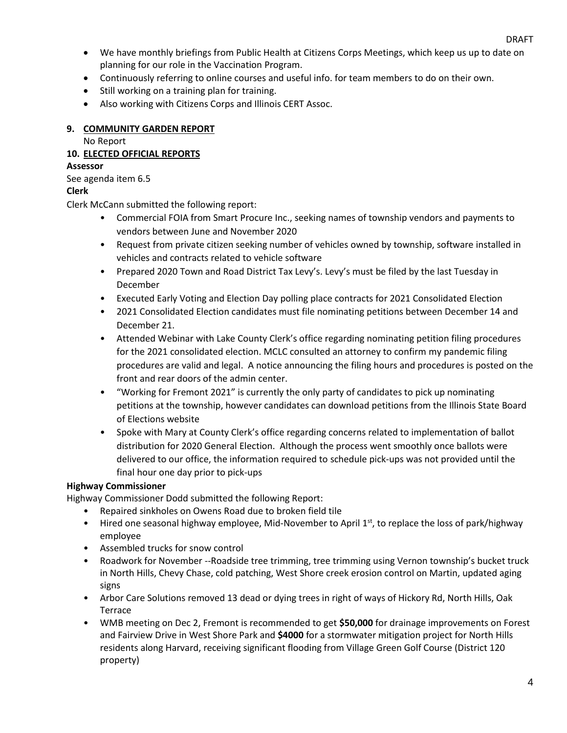DRAFT

- We have monthly briefings from Public Health at Citizens Corps Meetings, which keep us up to date on planning for our role in the Vaccination Program.
- Continuously referring to online courses and useful info. for team members to do on their own.
- Still working on a training plan for training.
- Also working with Citizens Corps and Illinois CERT Assoc.

**9. COMMUNITY GARDEN REPORT**

No Report

**10. ELECTED OFFICIAL REPORTS**

**Assessor**

See agenda item 6.5

**Clerk**

Clerk McCann submitted the following report:

- Commercial FOIA from Smart Procure Inc., seeking names of township vendors and payments to vendors between June and November 2020
- Request from private citizen seeking number of vehicles owned by township, software installed in vehicles and contracts related to vehicle software
- Prepared 2020 Town and Road District Tax Levy's. Levy's must be filed by the last Tuesday in December
- Executed Early Voting and Election Day polling place contracts for 2021 Consolidated Election
- 2021 Consolidated Election candidates must file nominating petitions between December 14 and December 21.
- Attended Webinar with Lake County Clerk's office regarding nominating petition filing procedures for the 2021 consolidated election. MCLC consulted an attorney to confirm my pandemic filing procedures are valid and legal. A notice announcing the filing hours and procedures is posted on the front and rear doors of the admin center.
- "Working for Fremont 2021" is currently the only party of candidates to pick up nominating petitions at the township, however candidates can download petitions from the Illinois State Board of Elections website
- Spoke with Mary at County Clerk's office regarding concerns related to implementation of ballot distribution for 2020 General Election. Although the process went smoothly once ballots were delivered to our office, the information required to schedule pick-ups was not provided until the final hour one day prior to pick-ups

**Highway Commissioner**

Highway Commissioner Dodd submitted the following Report:

- Repaired sinkholes on Owens Road due to broken field tile
- Hired one seasonal highway employee, Mid-November to April 1st, to replace the loss of park/highway employee
- Assembled trucks for snow control
- Roadwork for November --Roadside tree trimming, tree trimming using Vernon township's bucket truck in North Hills, Chevy Chase, cold patching, West Shore creek erosion control on Martin, updated aging signs
- Arbor Care Solutions removed 13 dead or dying trees in right of ways of Hickory Rd, North Hills, Oak Terrace
- WMB meeting on Dec 2, Fremont is recommended to get **$50,000** for drainage improvements on Forest and Fairview Drive in West Shore Park and **$4000** for a stormwater mitigation project for North Hills residents along Harvard, receiving significant flooding from Village Green Golf Course (District 120 property)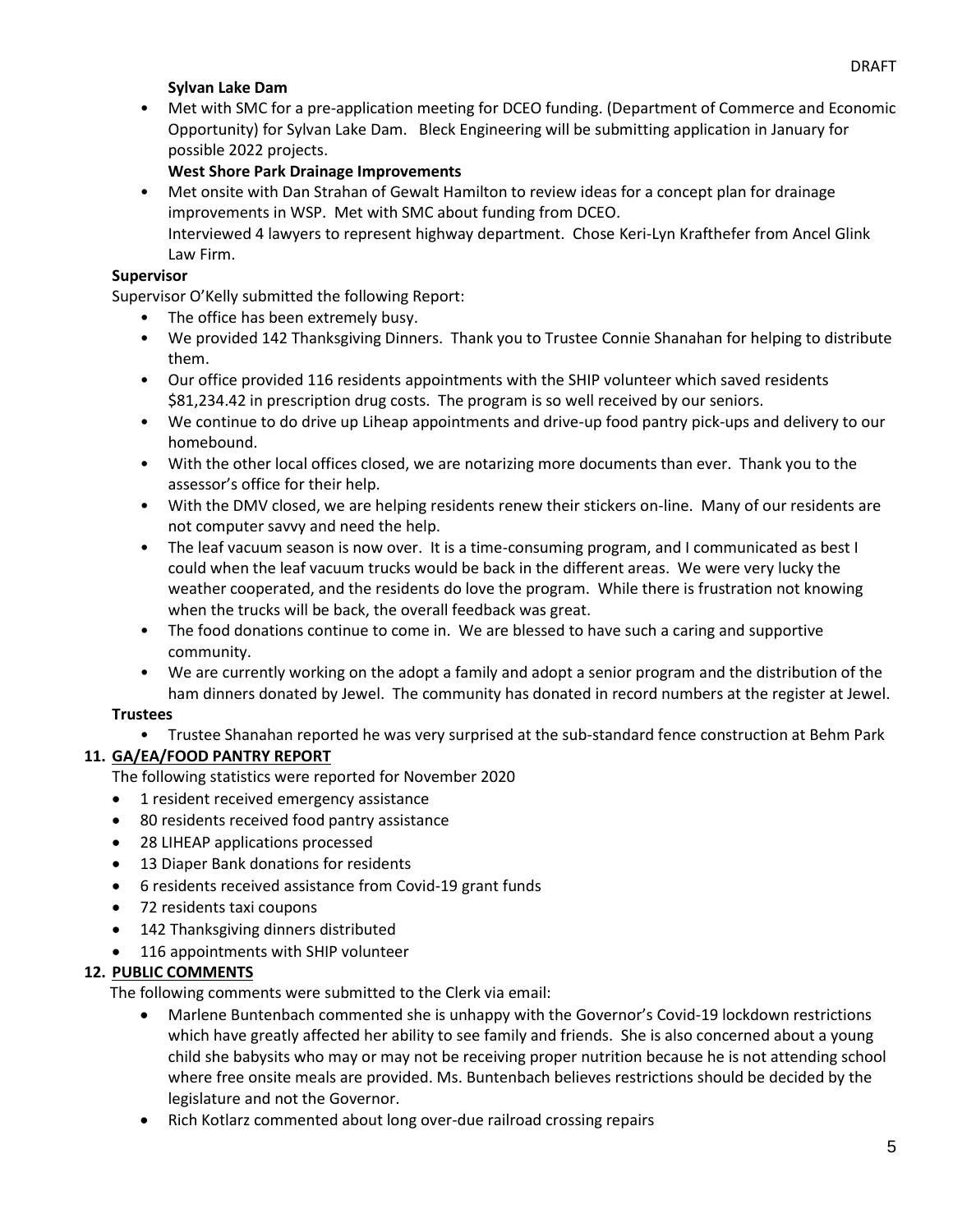**Sylvan Lake Dam**

- Met with SMC for a pre-application meeting for DCEO funding. (Department of Commerce and Economic Opportunity) for Sylvan Lake Dam. Bleck Engineering will be submitting application in January for possible 2022 projects.

**West Shore Park Drainage Improvements**

- Met onsite with Dan Strahan of Gewalt Hamilton to review ideas for a concept plan for drainage improvements in WSP. Met with SMC about funding from DCEO.
  Interviewed 4 lawyers to represent highway department. Chose Keri-Lyn Krafthefer from Ancel Glink Law Firm.

**Supervisor**

Supervisor O'Kelly submitted the following Report:

- The office has been extremely busy.
- We provided 142 Thanksgiving Dinners. Thank you to Trustee Connie Shanahan for helping to distribute them.
- Our office provided 116 residents appointments with the SHIP volunteer which saved residents $81,234.42 in prescription drug costs. The program is so well received by our seniors.
- We continue to do drive up Liheap appointments and drive-up food pantry pick-ups and delivery to our homebound.
- With the other local offices closed, we are notarizing more documents than ever. Thank you to the assessor's office for their help.
- With the DMV closed, we are helping residents renew their stickers on-line. Many of our residents are not computer savvy and need the help.
- The leaf vacuum season is now over. It is a time-consuming program, and I communicated as best I could when the leaf vacuum trucks would be back in the different areas. We were very lucky the weather cooperated, and the residents do love the program. While there is frustration not knowing when the trucks will be back, the overall feedback was great.
- The food donations continue to come in. We are blessed to have such a caring and supportive community.
- We are currently working on the adopt a family and adopt a senior program and the distribution of the ham dinners donated by Jewel. The community has donated in record numbers at the register at Jewel.

**Trustees**

- Trustee Shanahan reported he was very surprised at the sub-standard fence construction at Behm Park

**11. GA/EA/FOOD PANTRY REPORT**

The following statistics were reported for November 2020

- 1 resident received emergency assistance
- 80 residents received food pantry assistance
- 28 LIHEAP applications processed
- 13 Diaper Bank donations for residents
- 6 residents received assistance from Covid-19 grant funds
- 72 residents taxi coupons
- 142 Thanksgiving dinners distributed
- 116 appointments with SHIP volunteer

**12. PUBLIC COMMENTS**

The following comments were submitted to the Clerk via email:

- Marlene Buntenbach commented she is unhappy with the Governor's Covid-19 lockdown restrictions which have greatly affected her ability to see family and friends. She is also concerned about a young child she babysits who may or may not be receiving proper nutrition because he is not attending school where free onsite meals are provided. Ms. Buntenbach believes restrictions should be decided by the legislature and not the Governor.
- Rich Kotlarz commented about long over-due railroad crossing repairs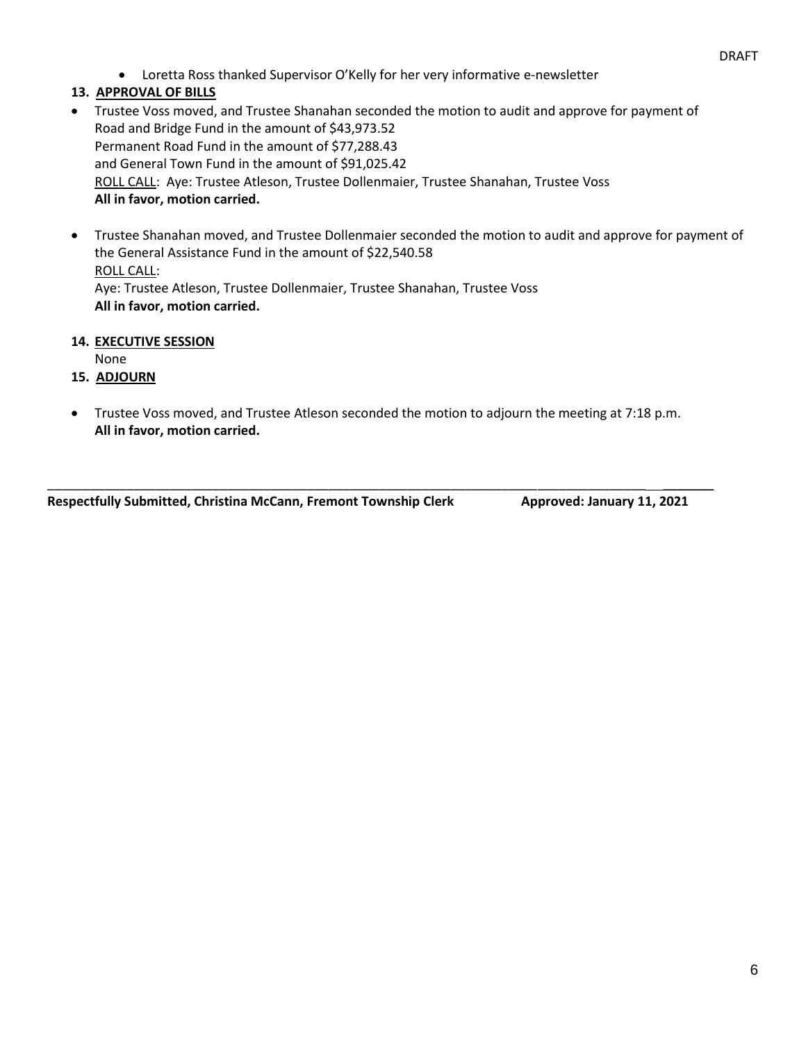- Loretta Ross thanked Supervisor O'Kelly for her very informative e-newsletter

**13. APPROVAL OF BILLS**

- Trustee Voss moved, and Trustee Shanahan seconded the motion to audit and approve for payment of Road and Bridge Fund in the amount of $43,973.52
  Permanent Road Fund in the amount of $77,288.43
  and General Town Fund in the amount of $91,025.42
  ROLL CALL: Aye: Trustee Atleson, Trustee Dollenmaier, Trustee Shanahan, Trustee Voss
  **All in favor, motion carried.**

- Trustee Shanahan moved, and Trustee Dollenmaier seconded the motion to audit and approve for payment of the General Assistance Fund in the amount of $22,540.58
  ROLL CALL:
  Aye: Trustee Atleson, Trustee Dollenmaier, Trustee Shanahan, Trustee Voss
  **All in favor, motion carried.**

**14. EXECUTIVE SESSION**

None

**15. ADJOURN**

- Trustee Voss moved, and Trustee Atleson seconded the motion to adjourn the meeting at 7:18 p.m.
  **All in favor, motion carried.**

---

**Respectfully Submitted, Christina McCann, Fremont Township Clerk** **Approved: January 11, 2021**